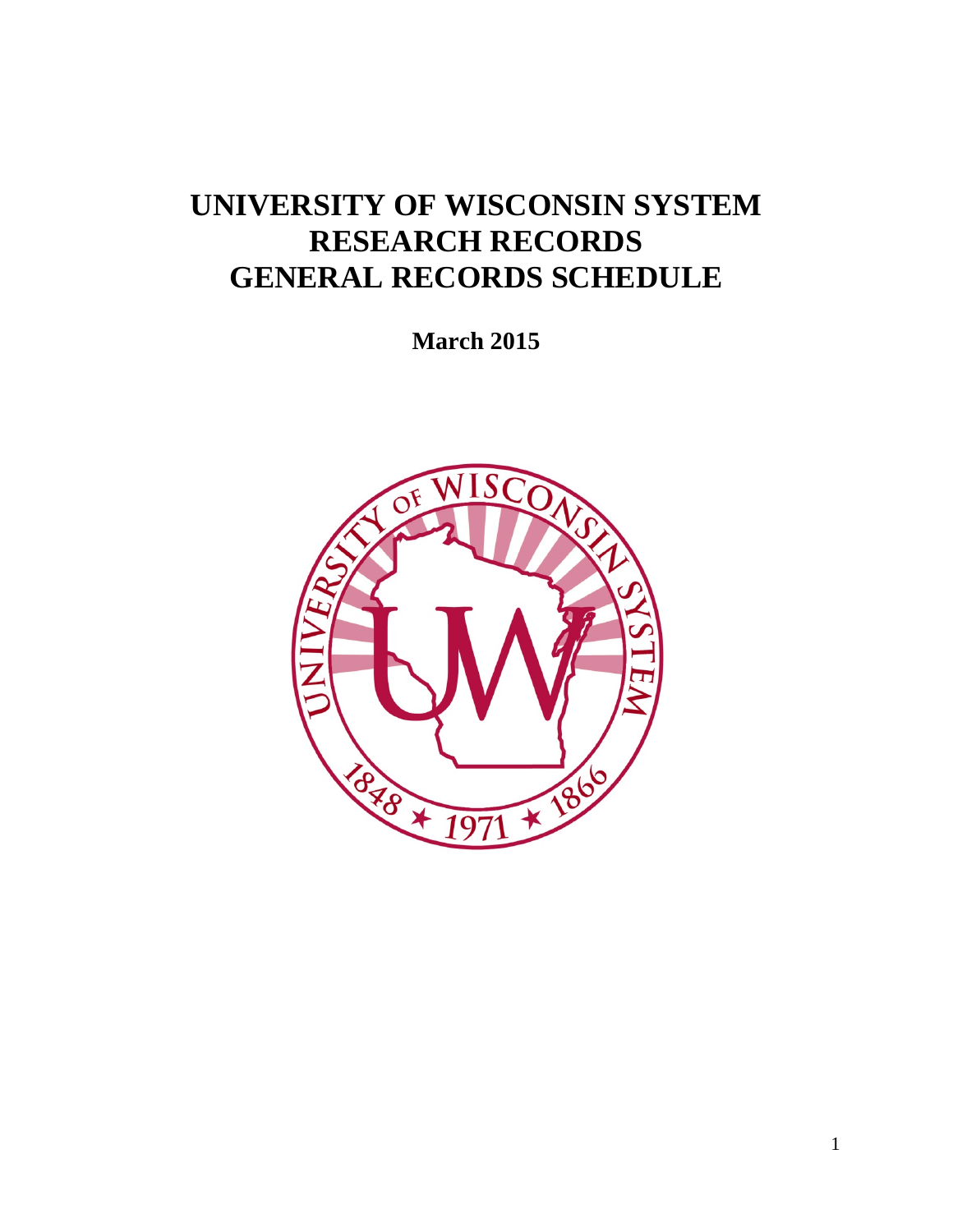# UNIVERSITY OF WISCONSIN SYSTEM
# RESEARCH RECORDS
# GENERAL RECORDS SCHEDULE

**March 2015**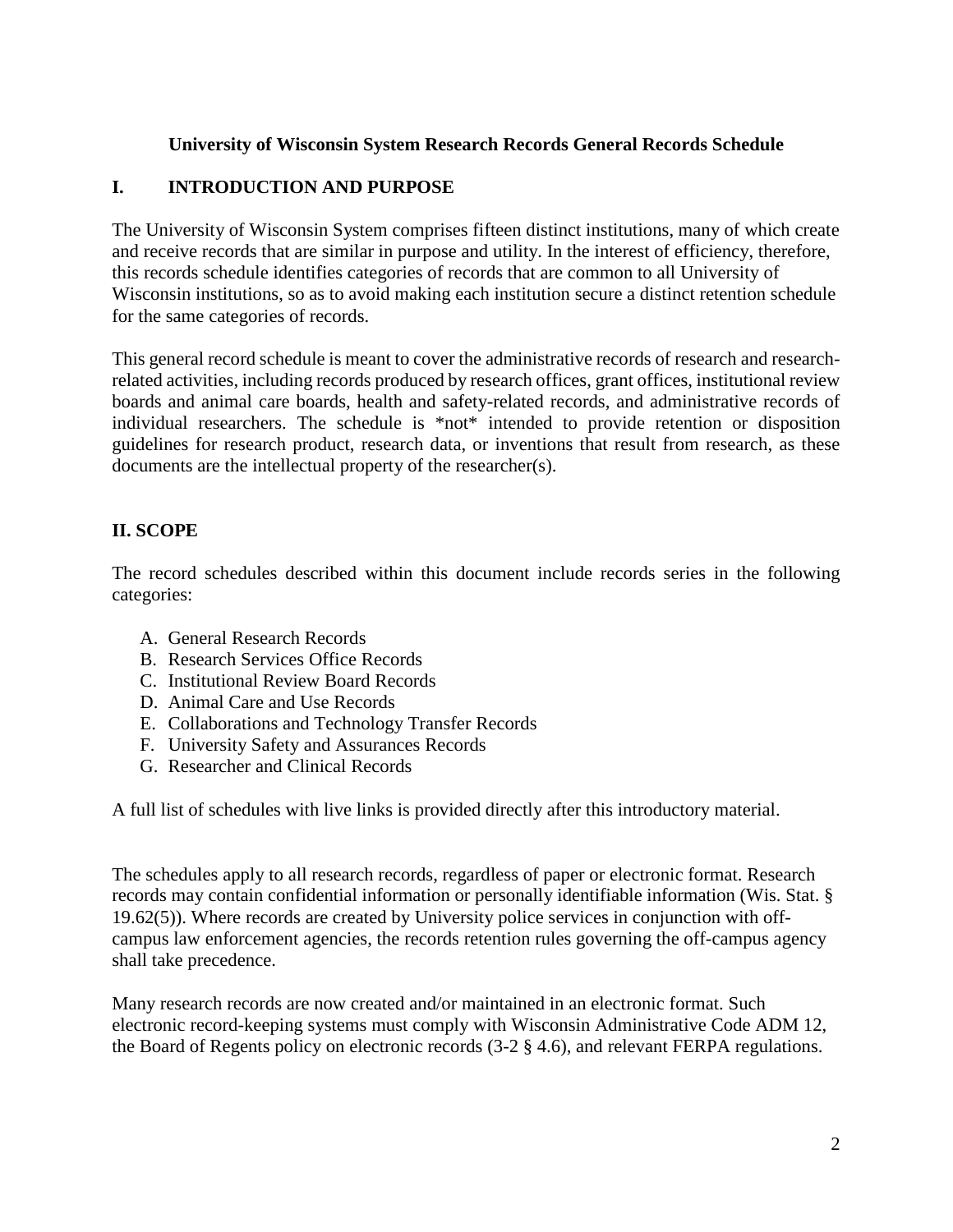**University of Wisconsin System Research Records General Records Schedule**

## I. INTRODUCTION AND PURPOSE

The University of Wisconsin System comprises fifteen distinct institutions, many of which create and receive records that are similar in purpose and utility. In the interest of efficiency, therefore, this records schedule identifies categories of records that are common to all University of Wisconsin institutions, so as to avoid making each institution secure a distinct retention schedule for the same categories of records.

This general record schedule is meant to cover the administrative records of research and research-related activities, including records produced by research offices, grant offices, institutional review boards and animal care boards, health and safety-related records, and administrative records of individual researchers. The schedule is *not* intended to provide retention or disposition guidelines for research product, research data, or inventions that result from research, as these documents are the intellectual property of the researcher(s).

## II. SCOPE

The record schedules described within this document include records series in the following categories:

A. General Research Records
B. Research Services Office Records
C. Institutional Review Board Records
D. Animal Care and Use Records
E. Collaborations and Technology Transfer Records
F. University Safety and Assurances Records
G. Researcher and Clinical Records

A full list of schedules with live links is provided directly after this introductory material.

The schedules apply to all research records, regardless of paper or electronic format. Research records may contain confidential information or personally identifiable information (Wis. Stat. § 19.62(5)). Where records are created by University police services in conjunction with off-campus law enforcement agencies, the records retention rules governing the off-campus agency shall take precedence.

Many research records are now created and/or maintained in an electronic format. Such electronic record-keeping systems must comply with Wisconsin Administrative Code ADM 12, the Board of Regents policy on electronic records (3-2 § 4.6), and relevant FERPA regulations.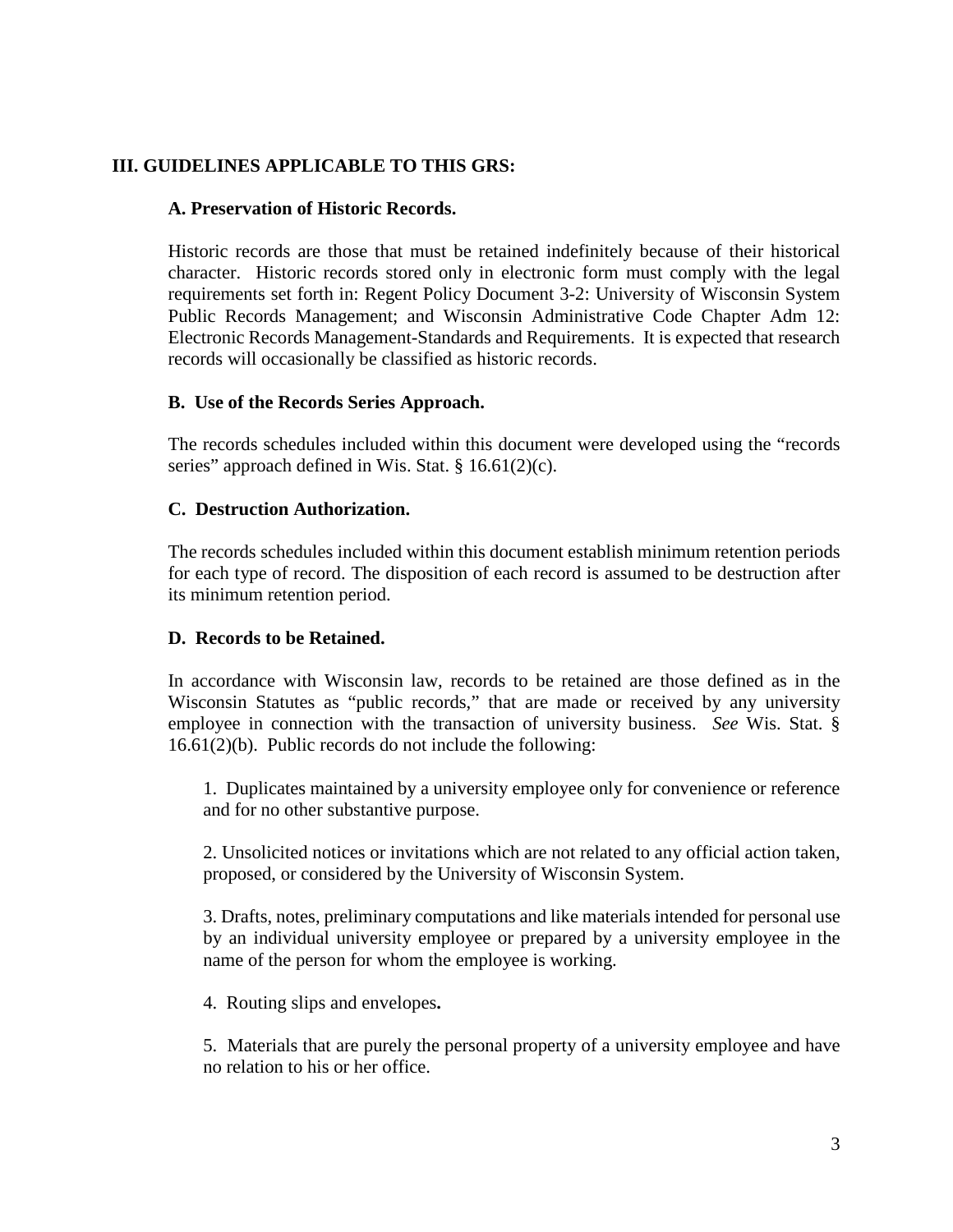## III. GUIDELINES APPLICABLE TO THIS GRS:

### A. Preservation of Historic Records.

Historic records are those that must be retained indefinitely because of their historical character. Historic records stored only in electronic form must comply with the legal requirements set forth in: Regent Policy Document 3-2: University of Wisconsin System Public Records Management; and Wisconsin Administrative Code Chapter Adm 12: Electronic Records Management-Standards and Requirements. It is expected that research records will occasionally be classified as historic records.

### B. Use of the Records Series Approach.

The records schedules included within this document were developed using the "records series" approach defined in Wis. Stat. § 16.61(2)(c).

### C. Destruction Authorization.

The records schedules included within this document establish minimum retention periods for each type of record. The disposition of each record is assumed to be destruction after its minimum retention period.

### D. Records to be Retained.

In accordance with Wisconsin law, records to be retained are those defined as in the Wisconsin Statutes as "public records," that are made or received by any university employee in connection with the transaction of university business. *See* Wis. Stat. § 16.61(2)(b). Public records do not include the following:

1. Duplicates maintained by a university employee only for convenience or reference and for no other substantive purpose.

2. Unsolicited notices or invitations which are not related to any official action taken, proposed, or considered by the University of Wisconsin System.

3. Drafts, notes, preliminary computations and like materials intended for personal use by an individual university employee or prepared by a university employee in the name of the person for whom the employee is working.

4. Routing slips and envelopes**.**

5. Materials that are purely the personal property of a university employee and have no relation to his or her office.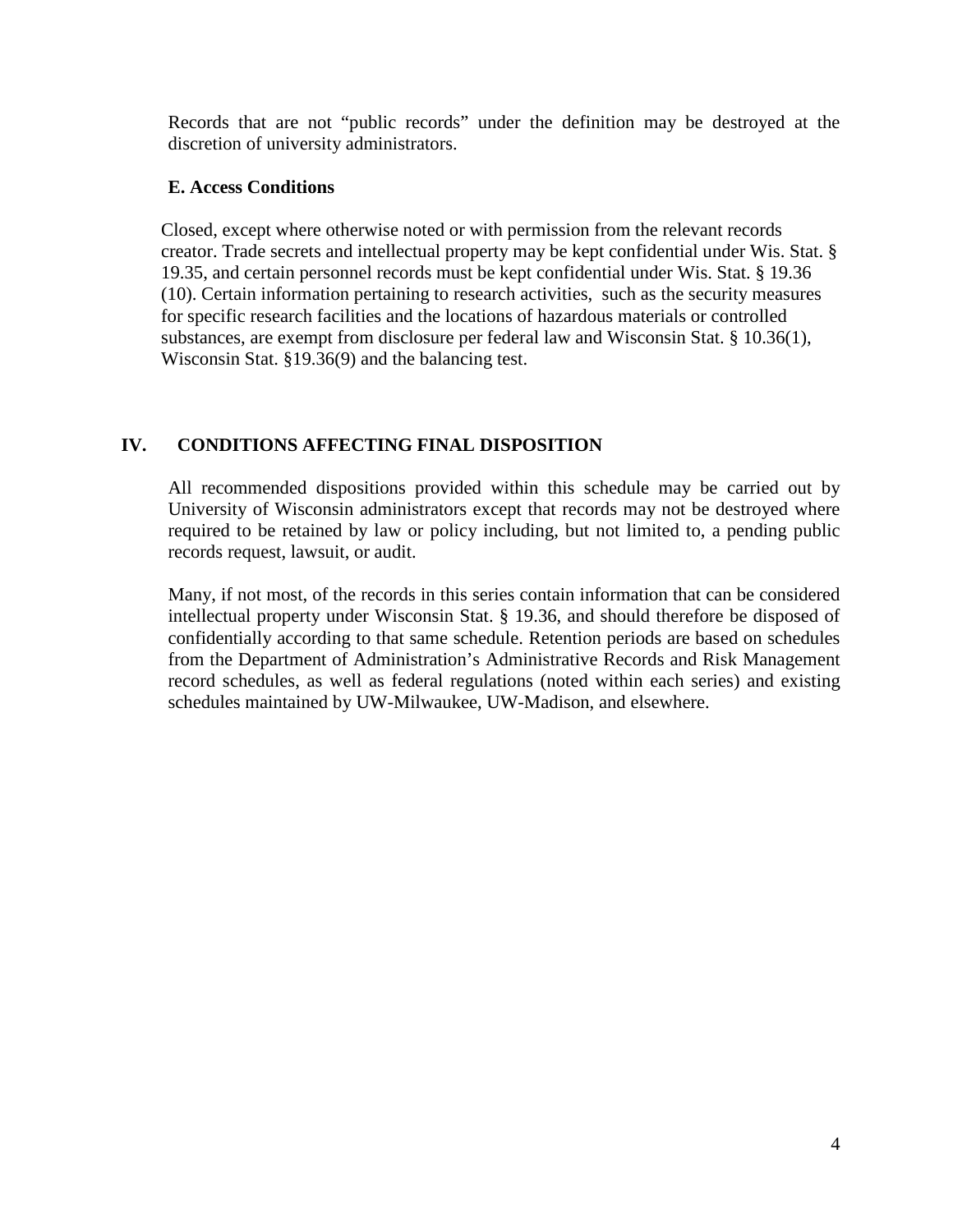Records that are not "public records" under the definition may be destroyed at the discretion of university administrators.

### E. Access Conditions

Closed, except where otherwise noted or with permission from the relevant records creator. Trade secrets and intellectual property may be kept confidential under Wis. Stat. § 19.35, and certain personnel records must be kept confidential under Wis. Stat. § 19.36 (10). Certain information pertaining to research activities, such as the security measures for specific research facilities and the locations of hazardous materials or controlled substances, are exempt from disclosure per federal law and Wisconsin Stat. § 10.36(1), Wisconsin Stat. §19.36(9) and the balancing test.

## IV. CONDITIONS AFFECTING FINAL DISPOSITION

All recommended dispositions provided within this schedule may be carried out by University of Wisconsin administrators except that records may not be destroyed where required to be retained by law or policy including, but not limited to, a pending public records request, lawsuit, or audit.

Many, if not most, of the records in this series contain information that can be considered intellectual property under Wisconsin Stat. § 19.36, and should therefore be disposed of confidentially according to that same schedule. Retention periods are based on schedules from the Department of Administration's Administrative Records and Risk Management record schedules, as well as federal regulations (noted within each series) and existing schedules maintained by UW-Milwaukee, UW-Madison, and elsewhere.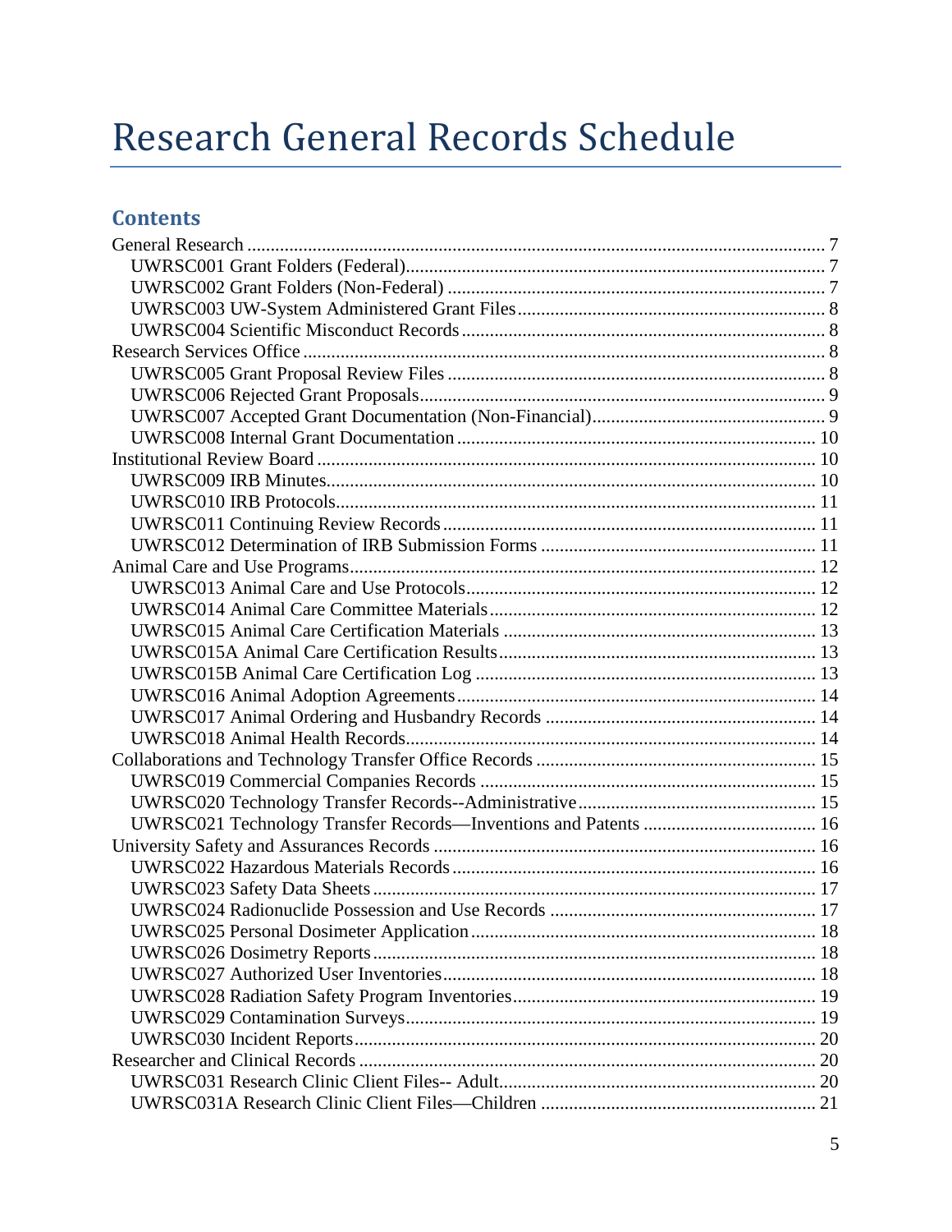# Research General Records Schedule

## Contents

- General Research ... 7
  - UWRSC001 Grant Folders (Federal) ... 7
  - UWRSC002 Grant Folders (Non-Federal) ... 7
  - UWRSC003 UW-System Administered Grant Files ... 8
  - UWRSC004 Scientific Misconduct Records ... 8
- Research Services Office ... 8
  - UWRSC005 Grant Proposal Review Files ... 8
  - UWRSC006 Rejected Grant Proposals ... 9
  - UWRSC007 Accepted Grant Documentation (Non-Financial) ... 9
  - UWRSC008 Internal Grant Documentation ... 10
- Institutional Review Board ... 10
  - UWRSC009 IRB Minutes ... 10
  - UWRSC010 IRB Protocols ... 11
  - UWRSC011 Continuing Review Records ... 11
  - UWRSC012 Determination of IRB Submission Forms ... 11
- Animal Care and Use Programs ... 12
  - UWRSC013 Animal Care and Use Protocols ... 12
  - UWRSC014 Animal Care Committee Materials ... 12
  - UWRSC015 Animal Care Certification Materials ... 13
  - UWRSC015A Animal Care Certification Results ... 13
  - UWRSC015B Animal Care Certification Log ... 13
  - UWRSC016 Animal Adoption Agreements ... 14
  - UWRSC017 Animal Ordering and Husbandry Records ... 14
  - UWRSC018 Animal Health Records ... 14
- Collaborations and Technology Transfer Office Records ... 15
  - UWRSC019 Commercial Companies Records ... 15
  - UWRSC020 Technology Transfer Records--Administrative ... 15
  - UWRSC021 Technology Transfer Records—Inventions and Patents ... 16
- University Safety and Assurances Records ... 16
  - UWRSC022 Hazardous Materials Records ... 16
  - UWRSC023 Safety Data Sheets ... 17
  - UWRSC024 Radionuclide Possession and Use Records ... 17
  - UWRSC025 Personal Dosimeter Application ... 18
  - UWRSC026 Dosimetry Reports ... 18
  - UWRSC027 Authorized User Inventories ... 18
  - UWRSC028 Radiation Safety Program Inventories ... 19
  - UWRSC029 Contamination Surveys ... 19
  - UWRSC030 Incident Reports ... 20
- Researcher and Clinical Records ... 20
  - UWRSC031 Research Clinic Client Files-- Adult ... 20
  - UWRSC031A Research Clinic Client Files—Children ... 21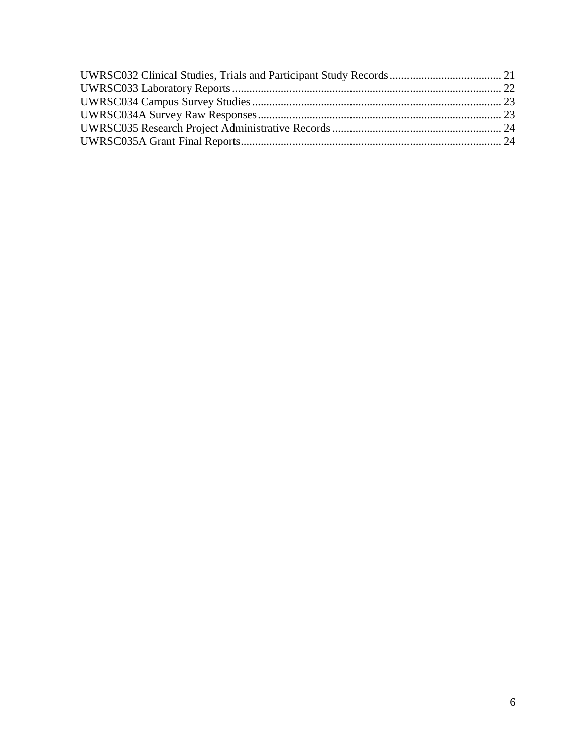UWRSC032 Clinical Studies, Trials and Participant Study Records....................................... 21
UWRSC033 Laboratory Reports............................................................................................ 22
UWRSC034 Campus Survey Studies...................................................................................... 23
UWRSC034A Survey Raw Responses.................................................................................... 23
UWRSC035 Research Project Administrative Records.......................................................... 24
UWRSC035A Grant Final Reports.......................................................................................... 24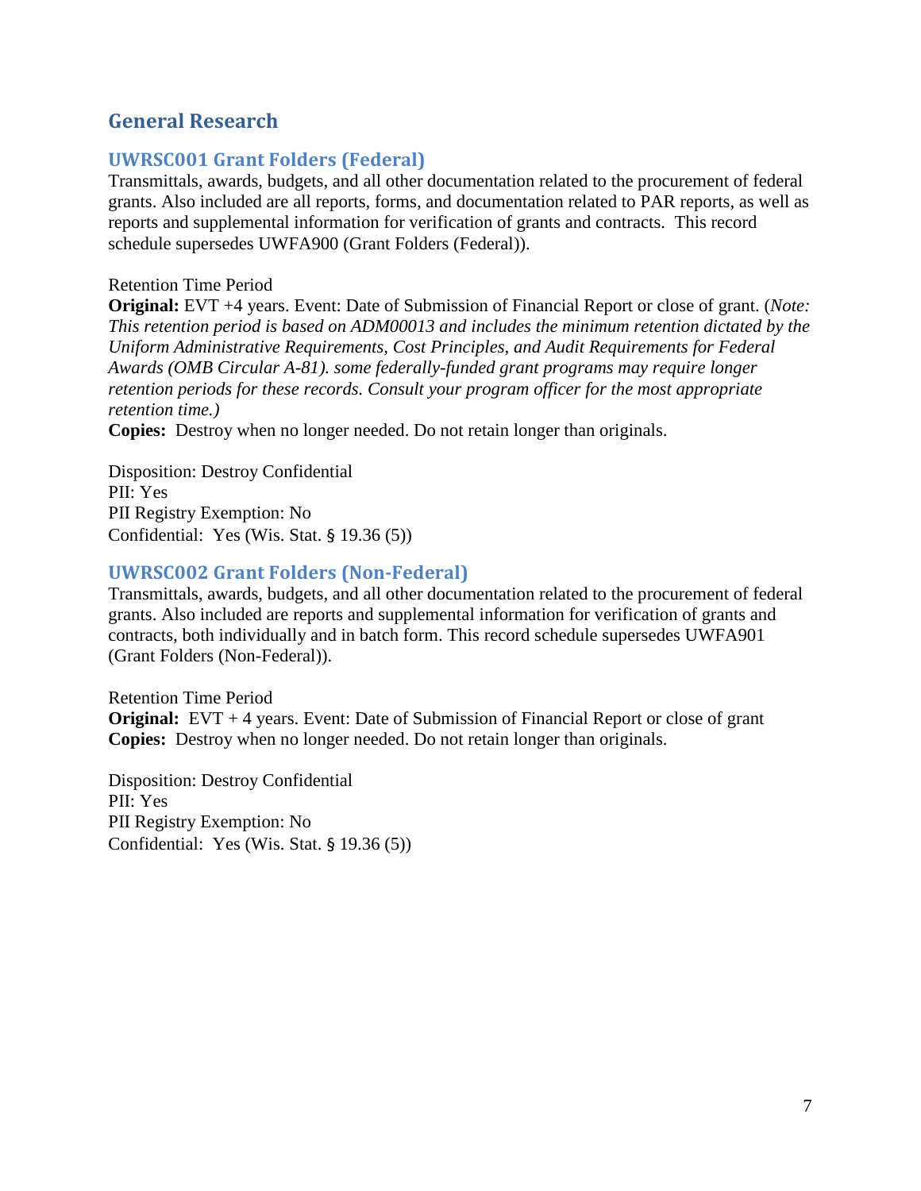## General Research

### UWRSC001 Grant Folders (Federal)

Transmittals, awards, budgets, and all other documentation related to the procurement of federal grants. Also included are all reports, forms, and documentation related to PAR reports, as well as reports and supplemental information for verification of grants and contracts.  This record schedule supersedes UWFA900 (Grant Folders (Federal)).

Retention Time Period

**Original:** EVT +4 years. Event: Date of Submission of Financial Report or close of grant. (*Note: This retention period is based on ADM00013 and includes the minimum retention dictated by the Uniform Administrative Requirements, Cost Principles, and Audit Requirements for Federal Awards (OMB Circular A-81). some federally-funded grant programs may require longer retention periods for these records. Consult your program officer for the most appropriate retention time.)*

**Copies:** Destroy when no longer needed. Do not retain longer than originals.

Disposition: Destroy Confidential
PII: Yes
PII Registry Exemption: No
Confidential: Yes (Wis. Stat. § 19.36 (5))

### UWRSC002 Grant Folders (Non-Federal)

Transmittals, awards, budgets, and all other documentation related to the procurement of federal grants. Also included are reports and supplemental information for verification of grants and contracts, both individually and in batch form. This record schedule supersedes UWFA901 (Grant Folders (Non-Federal)).

Retention Time Period

**Original:** EVT + 4 years. Event: Date of Submission of Financial Report or close of grant
**Copies:** Destroy when no longer needed. Do not retain longer than originals.

Disposition: Destroy Confidential
PII: Yes
PII Registry Exemption: No
Confidential: Yes (Wis. Stat. § 19.36 (5))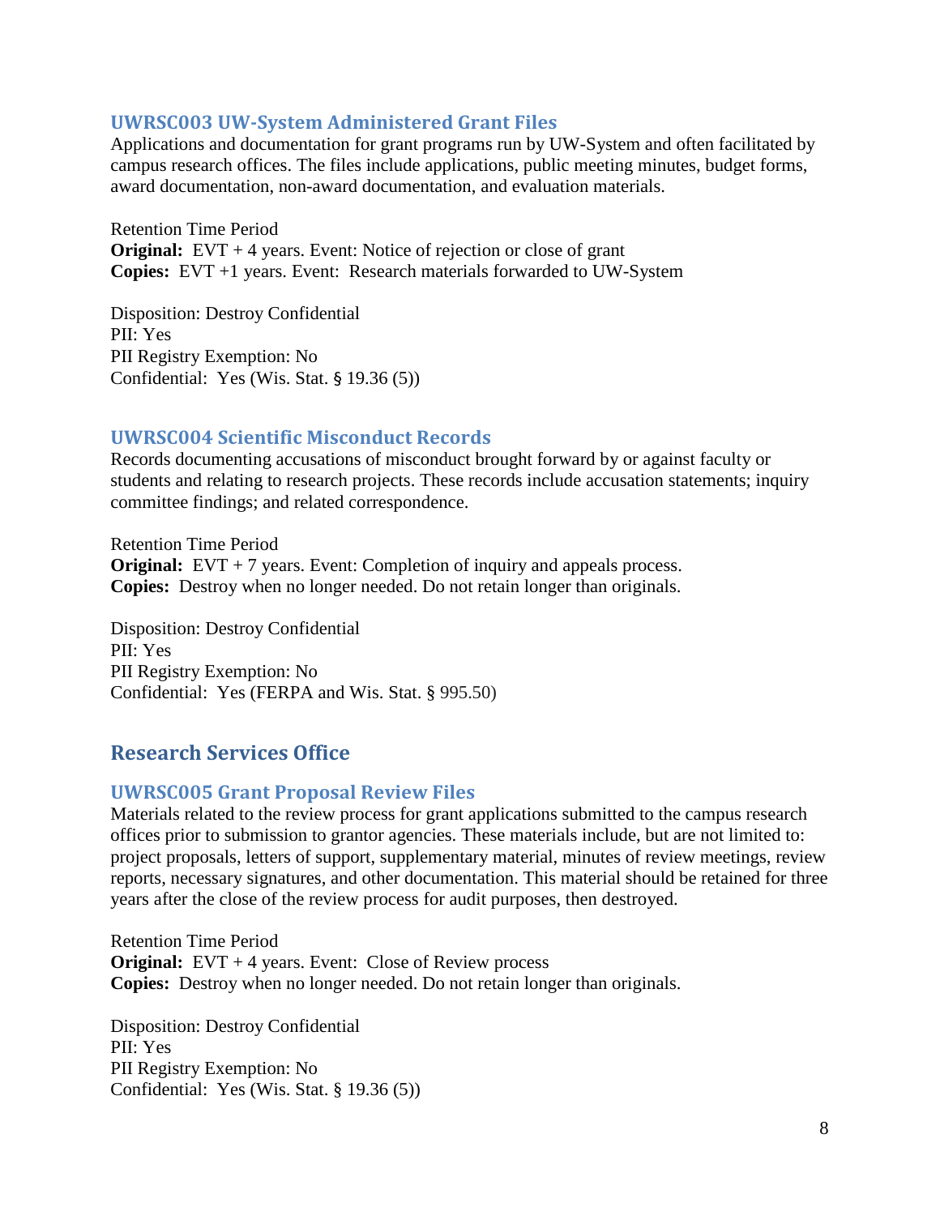### UWRSC003 UW-System Administered Grant Files

Applications and documentation for grant programs run by UW-System and often facilitated by campus research offices. The files include applications, public meeting minutes, budget forms, award documentation, non-award documentation, and evaluation materials.

Retention Time Period
**Original:** EVT + 4 years. Event: Notice of rejection or close of grant
**Copies:** EVT +1 years. Event: Research materials forwarded to UW-System

Disposition: Destroy Confidential
PII: Yes
PII Registry Exemption: No
Confidential: Yes (Wis. Stat. § 19.36 (5))

### UWRSC004 Scientific Misconduct Records

Records documenting accusations of misconduct brought forward by or against faculty or students and relating to research projects. These records include accusation statements; inquiry committee findings; and related correspondence.

Retention Time Period
**Original:** EVT + 7 years. Event: Completion of inquiry and appeals process.
**Copies:** Destroy when no longer needed. Do not retain longer than originals.

Disposition: Destroy Confidential
PII: Yes
PII Registry Exemption: No
Confidential: Yes (FERPA and Wis. Stat. § 995.50)

## Research Services Office

### UWRSC005 Grant Proposal Review Files

Materials related to the review process for grant applications submitted to the campus research offices prior to submission to grantor agencies. These materials include, but are not limited to: project proposals, letters of support, supplementary material, minutes of review meetings, review reports, necessary signatures, and other documentation. This material should be retained for three years after the close of the review process for audit purposes, then destroyed.

Retention Time Period
**Original:** EVT + 4 years. Event: Close of Review process
**Copies:** Destroy when no longer needed. Do not retain longer than originals.

Disposition: Destroy Confidential
PII: Yes
PII Registry Exemption: No
Confidential: Yes (Wis. Stat. § 19.36 (5))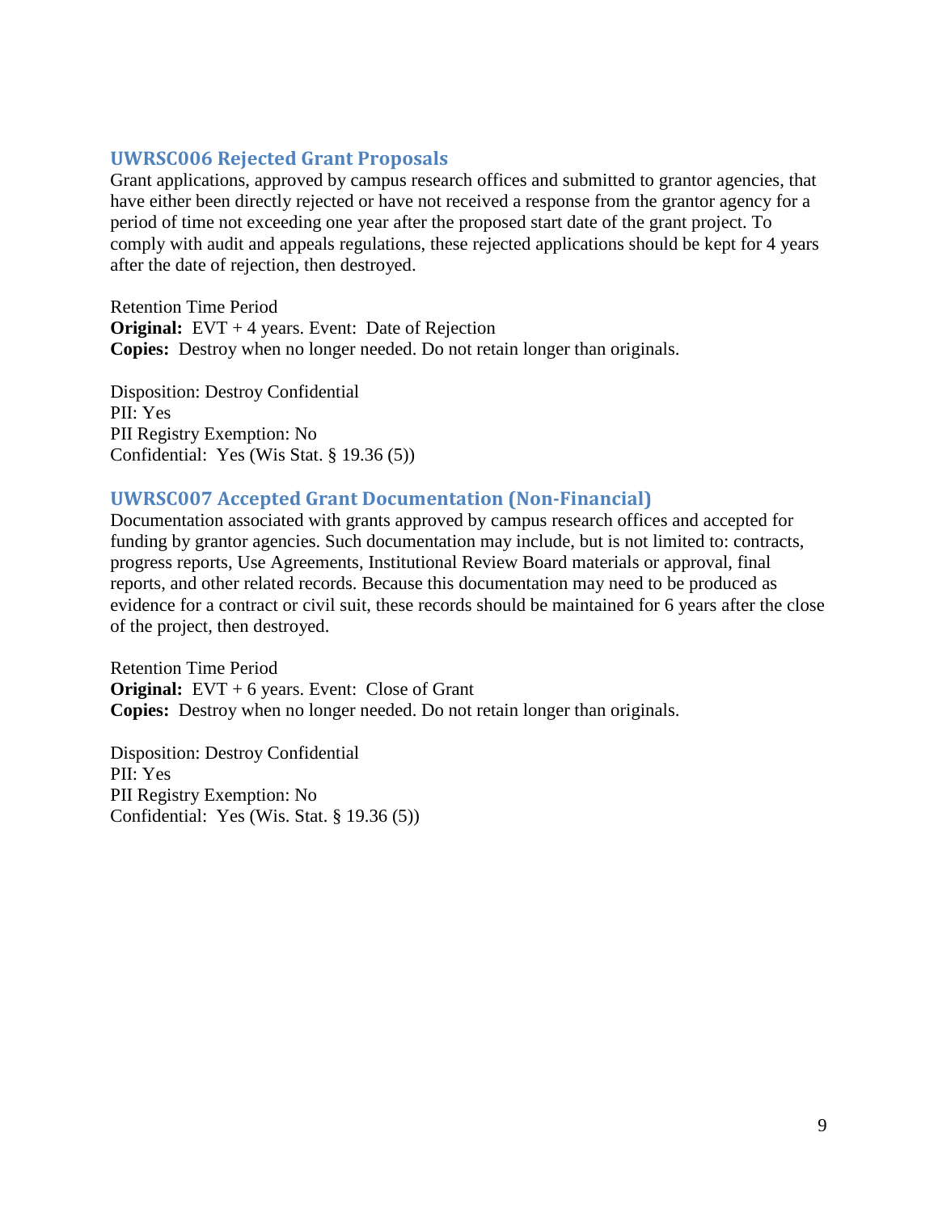## UWRSC006 Rejected Grant Proposals

Grant applications, approved by campus research offices and submitted to grantor agencies, that have either been directly rejected or have not received a response from the grantor agency for a period of time not exceeding one year after the proposed start date of the grant project. To comply with audit and appeals regulations, these rejected applications should be kept for 4 years after the date of rejection, then destroyed.

Retention Time Period
**Original:** EVT + 4 years. Event: Date of Rejection
**Copies:** Destroy when no longer needed. Do not retain longer than originals.

Disposition: Destroy Confidential
PII: Yes
PII Registry Exemption: No
Confidential: Yes (Wis Stat. § 19.36 (5))

## UWRSC007 Accepted Grant Documentation (Non-Financial)

Documentation associated with grants approved by campus research offices and accepted for funding by grantor agencies. Such documentation may include, but is not limited to: contracts, progress reports, Use Agreements, Institutional Review Board materials or approval, final reports, and other related records. Because this documentation may need to be produced as evidence for a contract or civil suit, these records should be maintained for 6 years after the close of the project, then destroyed.

Retention Time Period
**Original:** EVT + 6 years. Event: Close of Grant
**Copies:** Destroy when no longer needed. Do not retain longer than originals.

Disposition: Destroy Confidential
PII: Yes
PII Registry Exemption: No
Confidential: Yes (Wis. Stat. § 19.36 (5))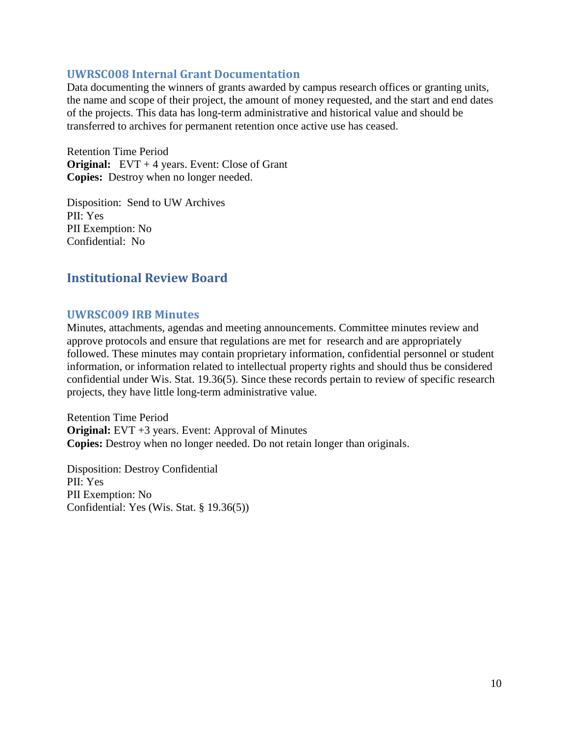### UWRSC008 Internal Grant Documentation

Data documenting the winners of grants awarded by campus research offices or granting units, the name and scope of their project, the amount of money requested, and the start and end dates of the projects. This data has long-term administrative and historical value and should be transferred to archives for permanent retention once active use has ceased.

Retention Time Period
**Original:** EVT + 4 years. Event: Close of Grant
**Copies:** Destroy when no longer needed.

Disposition: Send to UW Archives
PII: Yes
PII Exemption: No
Confidential: No

## Institutional Review Board

### UWRSC009 IRB Minutes

Minutes, attachments, agendas and meeting announcements. Committee minutes review and approve protocols and ensure that regulations are met for research and are appropriately followed. These minutes may contain proprietary information, confidential personnel or student information, or information related to intellectual property rights and should thus be considered confidential under Wis. Stat. 19.36(5). Since these records pertain to review of specific research projects, they have little long-term administrative value.

Retention Time Period
**Original:** EVT +3 years. Event: Approval of Minutes
**Copies:** Destroy when no longer needed. Do not retain longer than originals.

Disposition: Destroy Confidential
PII: Yes
PII Exemption: No
Confidential: Yes (Wis. Stat. § 19.36(5))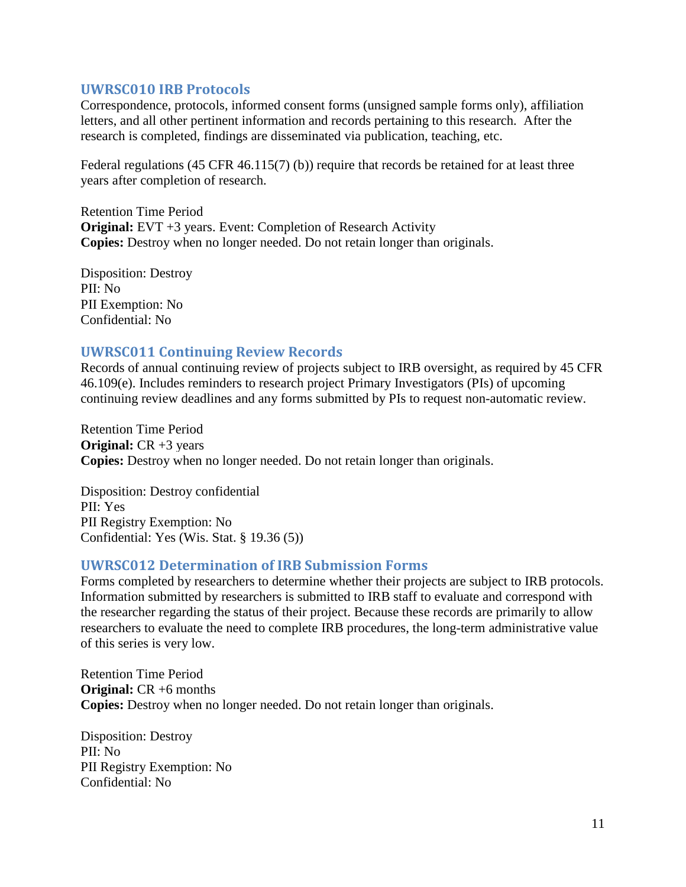### UWRSC010 IRB Protocols

Correspondence, protocols, informed consent forms (unsigned sample forms only), affiliation letters, and all other pertinent information and records pertaining to this research. After the research is completed, findings are disseminated via publication, teaching, etc.

Federal regulations (45 CFR 46.115(7) (b)) require that records be retained for at least three years after completion of research.

Retention Time Period
**Original:** EVT +3 years. Event: Completion of Research Activity
**Copies:** Destroy when no longer needed. Do not retain longer than originals.

Disposition: Destroy
PII: No
PII Exemption: No
Confidential: No

### UWRSC011 Continuing Review Records

Records of annual continuing review of projects subject to IRB oversight, as required by 45 CFR 46.109(e). Includes reminders to research project Primary Investigators (PIs) of upcoming continuing review deadlines and any forms submitted by PIs to request non-automatic review.

Retention Time Period
**Original:** CR +3 years
**Copies:** Destroy when no longer needed. Do not retain longer than originals.

Disposition: Destroy confidential
PII: Yes
PII Registry Exemption: No
Confidential: Yes (Wis. Stat. § 19.36 (5))

### UWRSC012 Determination of IRB Submission Forms

Forms completed by researchers to determine whether their projects are subject to IRB protocols. Information submitted by researchers is submitted to IRB staff to evaluate and correspond with the researcher regarding the status of their project. Because these records are primarily to allow researchers to evaluate the need to complete IRB procedures, the long-term administrative value of this series is very low.

Retention Time Period
**Original:** CR +6 months
**Copies:** Destroy when no longer needed. Do not retain longer than originals.

Disposition: Destroy
PII: No
PII Registry Exemption: No
Confidential: No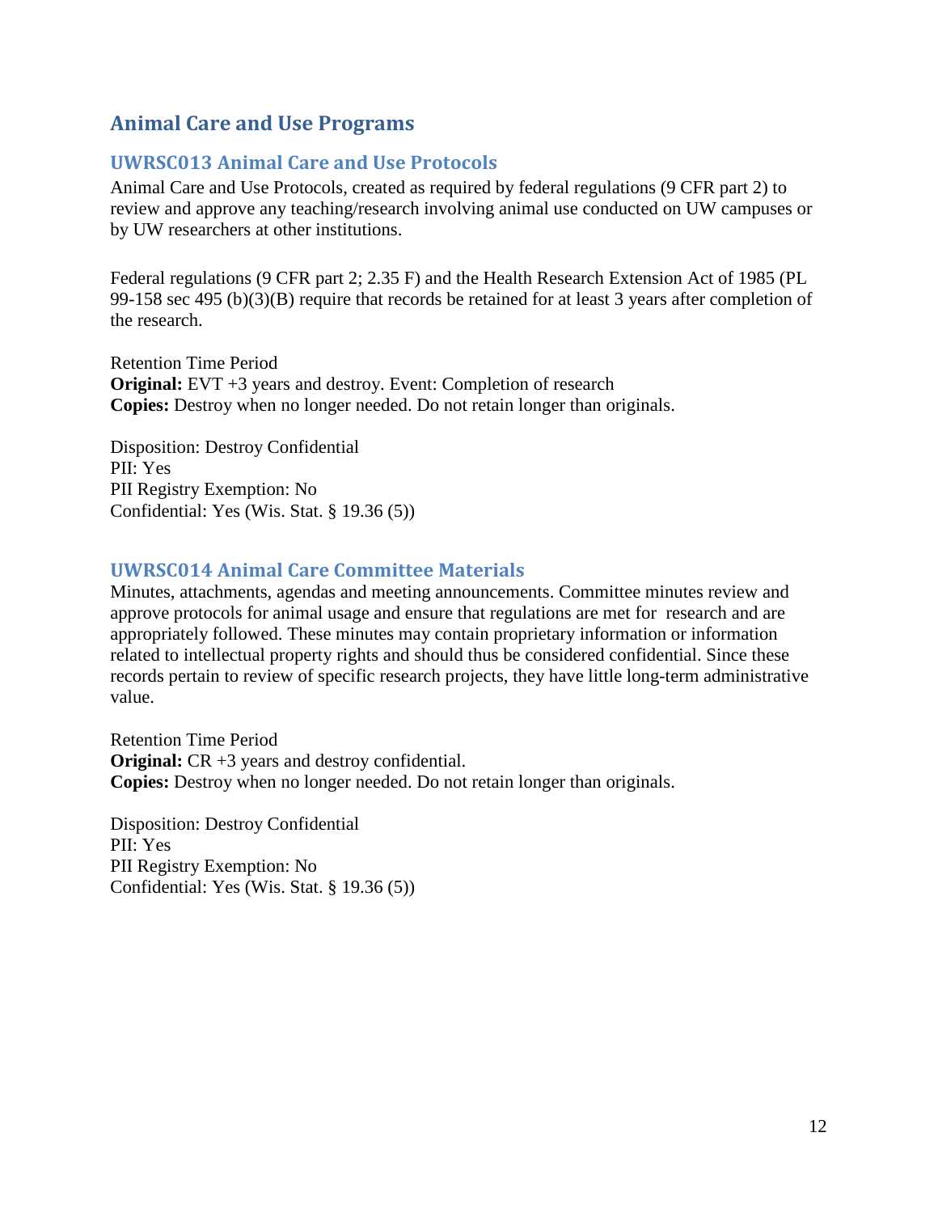## Animal Care and Use Programs

### UWRSC013 Animal Care and Use Protocols

Animal Care and Use Protocols, created as required by federal regulations (9 CFR part 2) to review and approve any teaching/research involving animal use conducted on UW campuses or by UW researchers at other institutions.

Federal regulations (9 CFR part 2; 2.35 F) and the Health Research Extension Act of 1985 (PL 99-158 sec 495 (b)(3)(B) require that records be retained for at least 3 years after completion of the research.

Retention Time Period
**Original:** EVT +3 years and destroy. Event: Completion of research
**Copies:** Destroy when no longer needed. Do not retain longer than originals.

Disposition: Destroy Confidential
PII: Yes
PII Registry Exemption: No
Confidential: Yes (Wis. Stat. § 19.36 (5))

### UWRSC014 Animal Care Committee Materials

Minutes, attachments, agendas and meeting announcements. Committee minutes review and approve protocols for animal usage and ensure that regulations are met for research and are appropriately followed. These minutes may contain proprietary information or information related to intellectual property rights and should thus be considered confidential. Since these records pertain to review of specific research projects, they have little long-term administrative value.

Retention Time Period
**Original:** CR +3 years and destroy confidential.
**Copies:** Destroy when no longer needed. Do not retain longer than originals.

Disposition: Destroy Confidential
PII: Yes
PII Registry Exemption: No
Confidential: Yes (Wis. Stat. § 19.36 (5))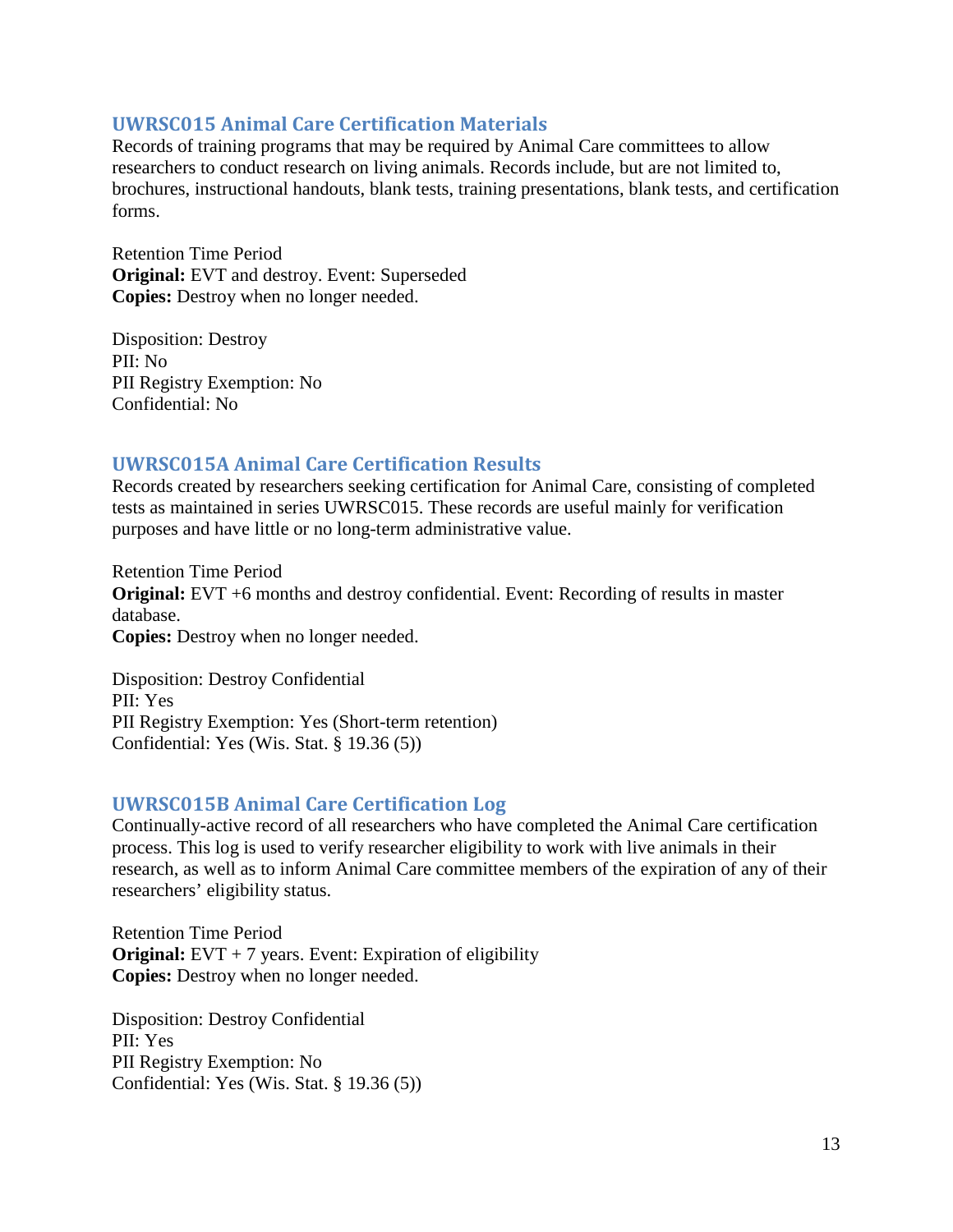## UWRSC015 Animal Care Certification Materials

Records of training programs that may be required by Animal Care committees to allow researchers to conduct research on living animals. Records include, but are not limited to, brochures, instructional handouts, blank tests, training presentations, blank tests, and certification forms.

Retention Time Period
**Original:** EVT and destroy. Event: Superseded
**Copies:** Destroy when no longer needed.

Disposition: Destroy
PII: No
PII Registry Exemption: No
Confidential: No

## UWRSC015A Animal Care Certification Results

Records created by researchers seeking certification for Animal Care, consisting of completed tests as maintained in series UWRSC015. These records are useful mainly for verification purposes and have little or no long-term administrative value.

Retention Time Period
**Original:** EVT +6 months and destroy confidential. Event: Recording of results in master database.
**Copies:** Destroy when no longer needed.

Disposition: Destroy Confidential
PII: Yes
PII Registry Exemption: Yes (Short-term retention)
Confidential: Yes (Wis. Stat. § 19.36 (5))

## UWRSC015B Animal Care Certification Log

Continually-active record of all researchers who have completed the Animal Care certification process. This log is used to verify researcher eligibility to work with live animals in their research, as well as to inform Animal Care committee members of the expiration of any of their researchers' eligibility status.

Retention Time Period
**Original:** EVT + 7 years. Event: Expiration of eligibility
**Copies:** Destroy when no longer needed.

Disposition: Destroy Confidential
PII: Yes
PII Registry Exemption: No
Confidential: Yes (Wis. Stat. § 19.36 (5))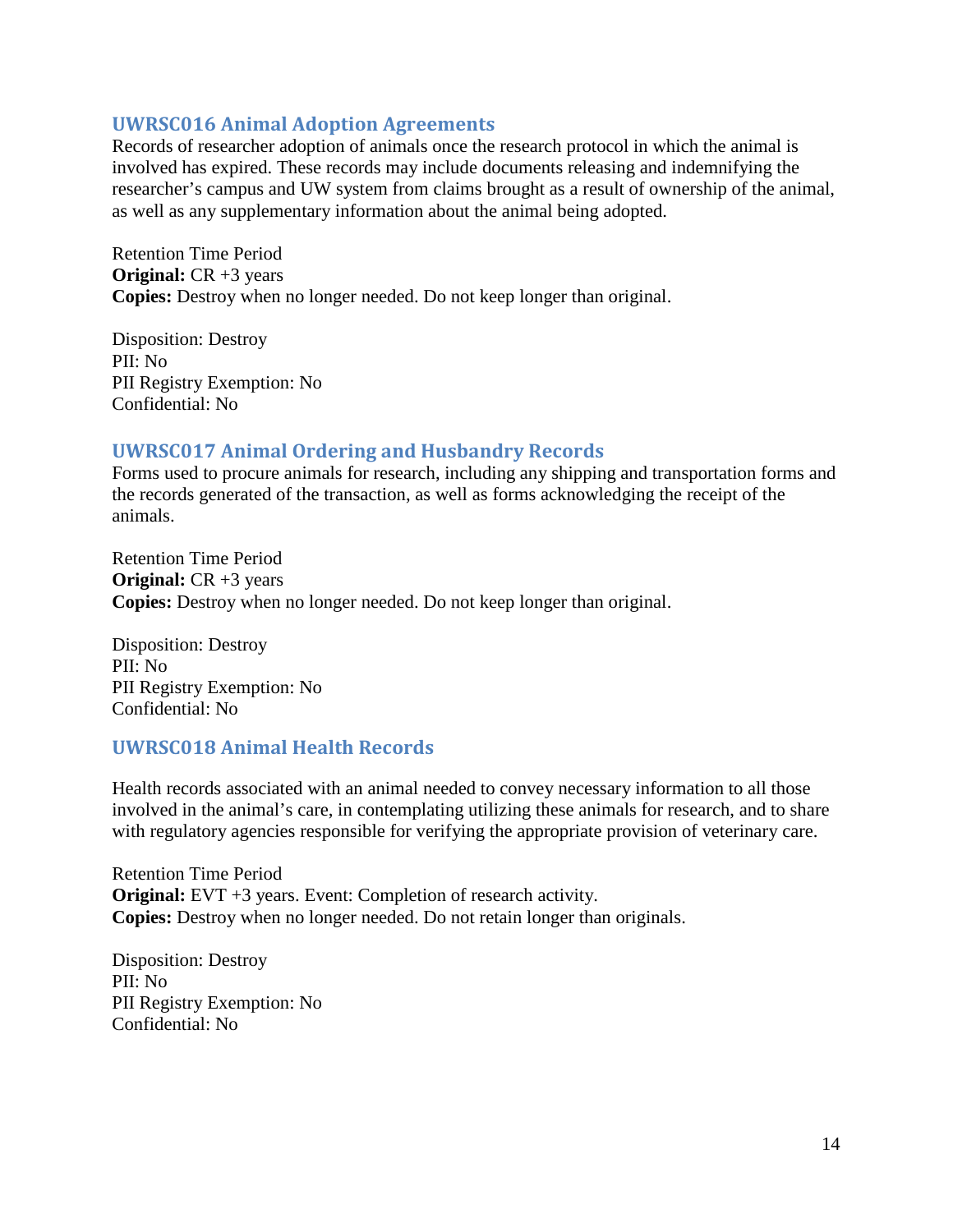### UWRSC016 Animal Adoption Agreements

Records of researcher adoption of animals once the research protocol in which the animal is involved has expired. These records may include documents releasing and indemnifying the researcher's campus and UW system from claims brought as a result of ownership of the animal, as well as any supplementary information about the animal being adopted.

Retention Time Period
**Original:** CR +3 years
**Copies:** Destroy when no longer needed. Do not keep longer than original.

Disposition: Destroy
PII: No
PII Registry Exemption: No
Confidential: No

### UWRSC017 Animal Ordering and Husbandry Records

Forms used to procure animals for research, including any shipping and transportation forms and the records generated of the transaction, as well as forms acknowledging the receipt of the animals.

Retention Time Period
**Original:** CR +3 years
**Copies:** Destroy when no longer needed. Do not keep longer than original.

Disposition: Destroy
PII: No
PII Registry Exemption: No
Confidential: No

### UWRSC018 Animal Health Records

Health records associated with an animal needed to convey necessary information to all those involved in the animal's care, in contemplating utilizing these animals for research, and to share with regulatory agencies responsible for verifying the appropriate provision of veterinary care.

Retention Time Period
**Original:** EVT +3 years. Event: Completion of research activity.
**Copies:** Destroy when no longer needed. Do not retain longer than originals.

Disposition: Destroy
PII: No
PII Registry Exemption: No
Confidential: No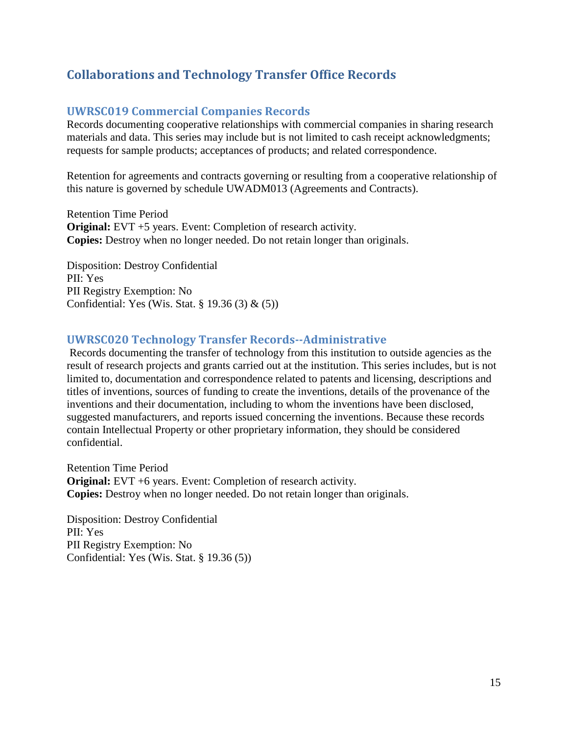## Collaborations and Technology Transfer Office Records

### UWRSC019 Commercial Companies Records

Records documenting cooperative relationships with commercial companies in sharing research materials and data. This series may include but is not limited to cash receipt acknowledgments; requests for sample products; acceptances of products; and related correspondence.

Retention for agreements and contracts governing or resulting from a cooperative relationship of this nature is governed by schedule UWADM013 (Agreements and Contracts).

Retention Time Period
**Original:** EVT +5 years. Event: Completion of research activity.
**Copies:** Destroy when no longer needed. Do not retain longer than originals.

Disposition: Destroy Confidential
PII: Yes
PII Registry Exemption: No
Confidential: Yes (Wis. Stat. § 19.36 (3) & (5))

### UWRSC020 Technology Transfer Records--Administrative

Records documenting the transfer of technology from this institution to outside agencies as the result of research projects and grants carried out at the institution. This series includes, but is not limited to, documentation and correspondence related to patents and licensing, descriptions and titles of inventions, sources of funding to create the inventions, details of the provenance of the inventions and their documentation, including to whom the inventions have been disclosed, suggested manufacturers, and reports issued concerning the inventions. Because these records contain Intellectual Property or other proprietary information, they should be considered confidential.

Retention Time Period
**Original:** EVT +6 years. Event: Completion of research activity.
**Copies:** Destroy when no longer needed. Do not retain longer than originals.

Disposition: Destroy Confidential
PII: Yes
PII Registry Exemption: No
Confidential: Yes (Wis. Stat. § 19.36 (5))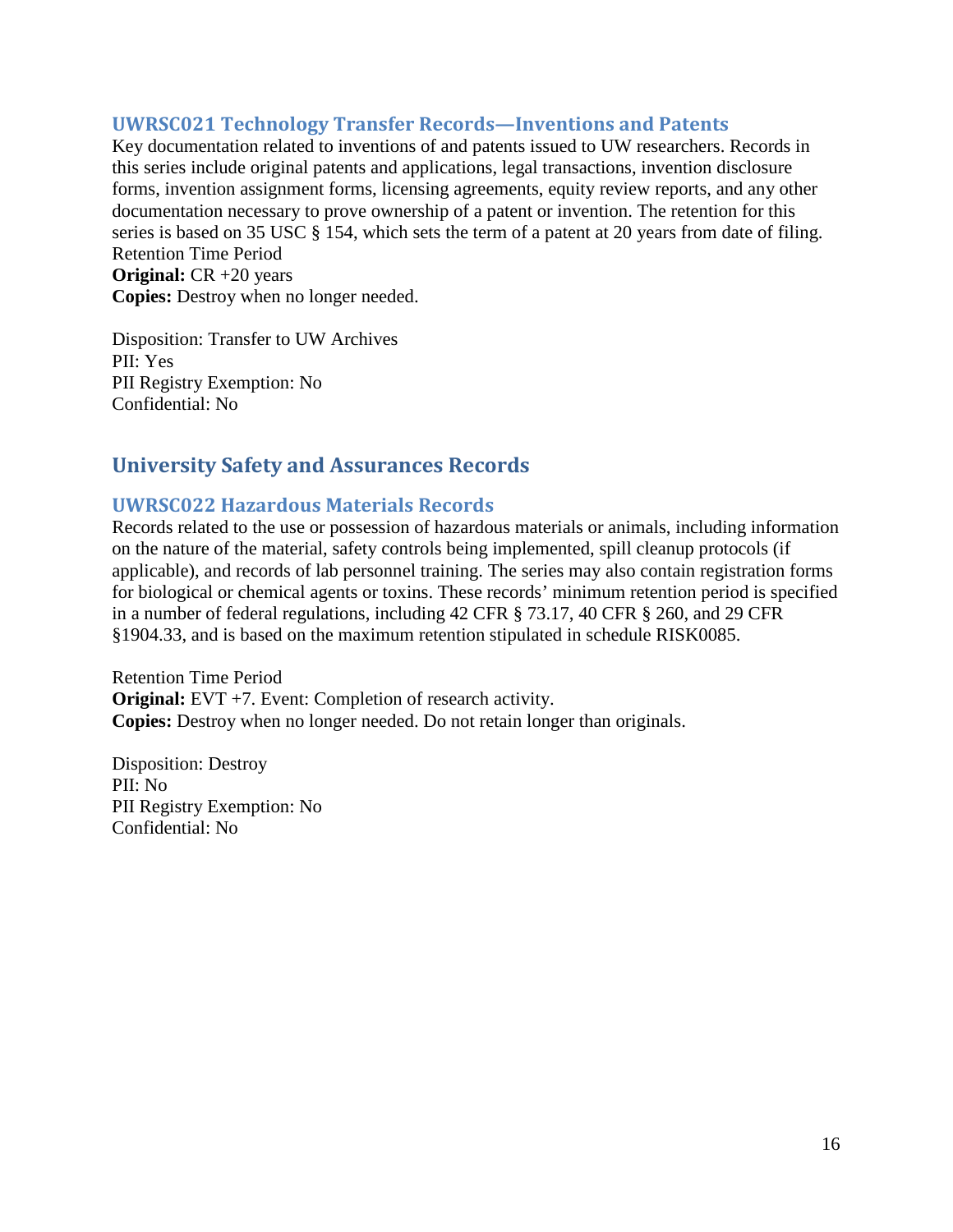### UWRSC021 Technology Transfer Records—Inventions and Patents

Key documentation related to inventions of and patents issued to UW researchers. Records in this series include original patents and applications, legal transactions, invention disclosure forms, invention assignment forms, licensing agreements, equity review reports, and any other documentation necessary to prove ownership of a patent or invention. The retention for this series is based on 35 USC § 154, which sets the term of a patent at 20 years from date of filing.

Retention Time Period
**Original:** CR +20 years
**Copies:** Destroy when no longer needed.

Disposition: Transfer to UW Archives
PII: Yes
PII Registry Exemption: No
Confidential: No

## University Safety and Assurances Records

### UWRSC022 Hazardous Materials Records

Records related to the use or possession of hazardous materials or animals, including information on the nature of the material, safety controls being implemented, spill cleanup protocols (if applicable), and records of lab personnel training. The series may also contain registration forms for biological or chemical agents or toxins. These records' minimum retention period is specified in a number of federal regulations, including 42 CFR § 73.17, 40 CFR § 260, and 29 CFR §1904.33, and is based on the maximum retention stipulated in schedule RISK0085.

Retention Time Period
**Original:** EVT +7. Event: Completion of research activity.
**Copies:** Destroy when no longer needed. Do not retain longer than originals.

Disposition: Destroy
PII: No
PII Registry Exemption: No
Confidential: No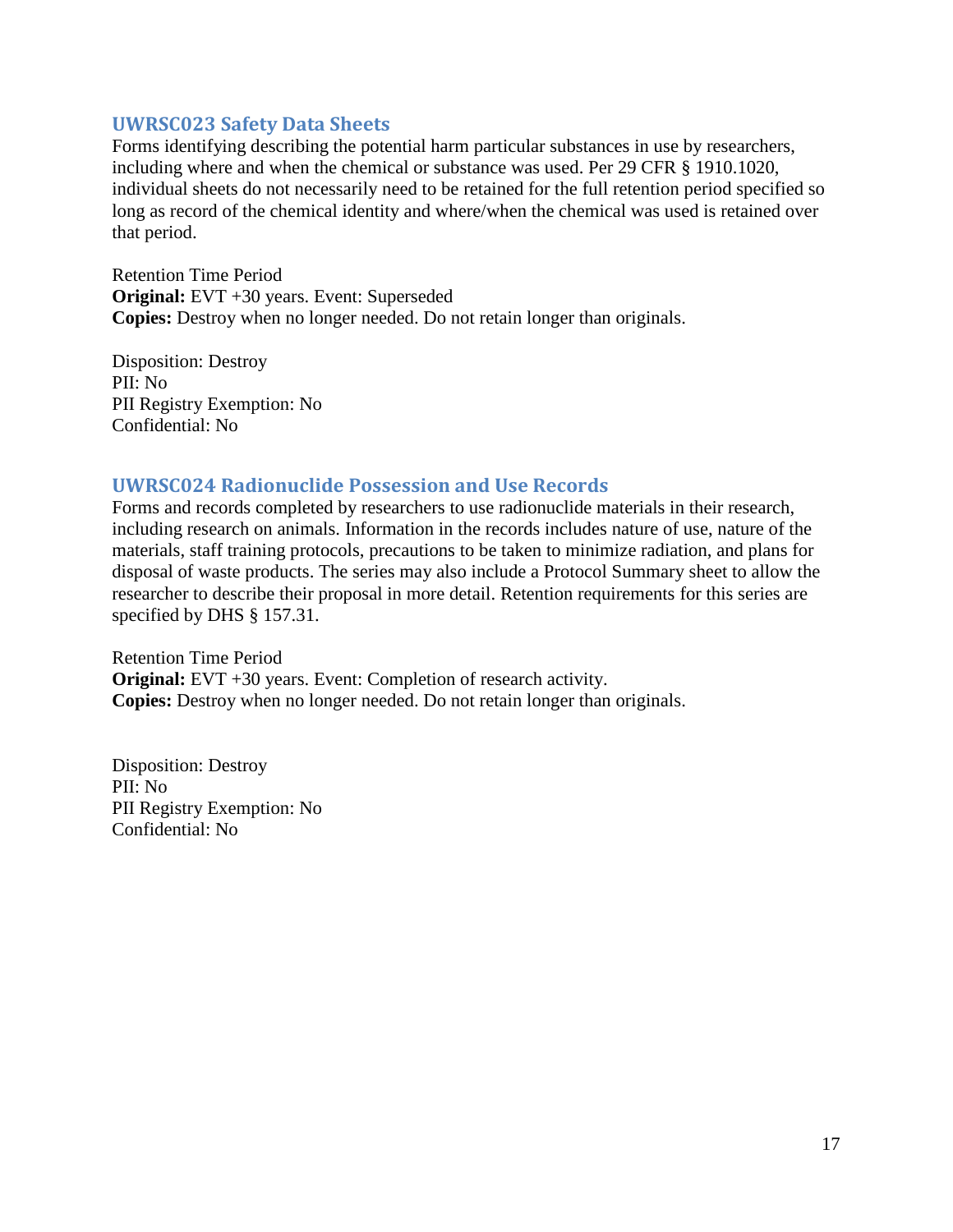### UWRSC023 Safety Data Sheets

Forms identifying describing the potential harm particular substances in use by researchers, including where and when the chemical or substance was used. Per 29 CFR § 1910.1020, individual sheets do not necessarily need to be retained for the full retention period specified so long as record of the chemical identity and where/when the chemical was used is retained over that period.

Retention Time Period
**Original:** EVT +30 years. Event: Superseded
**Copies:** Destroy when no longer needed. Do not retain longer than originals.

Disposition: Destroy
PII: No
PII Registry Exemption: No
Confidential: No

### UWRSC024 Radionuclide Possession and Use Records

Forms and records completed by researchers to use radionuclide materials in their research, including research on animals. Information in the records includes nature of use, nature of the materials, staff training protocols, precautions to be taken to minimize radiation, and plans for disposal of waste products. The series may also include a Protocol Summary sheet to allow the researcher to describe their proposal in more detail. Retention requirements for this series are specified by DHS § 157.31.

Retention Time Period
**Original:** EVT +30 years. Event: Completion of research activity.
**Copies:** Destroy when no longer needed. Do not retain longer than originals.

Disposition: Destroy
PII: No
PII Registry Exemption: No
Confidential: No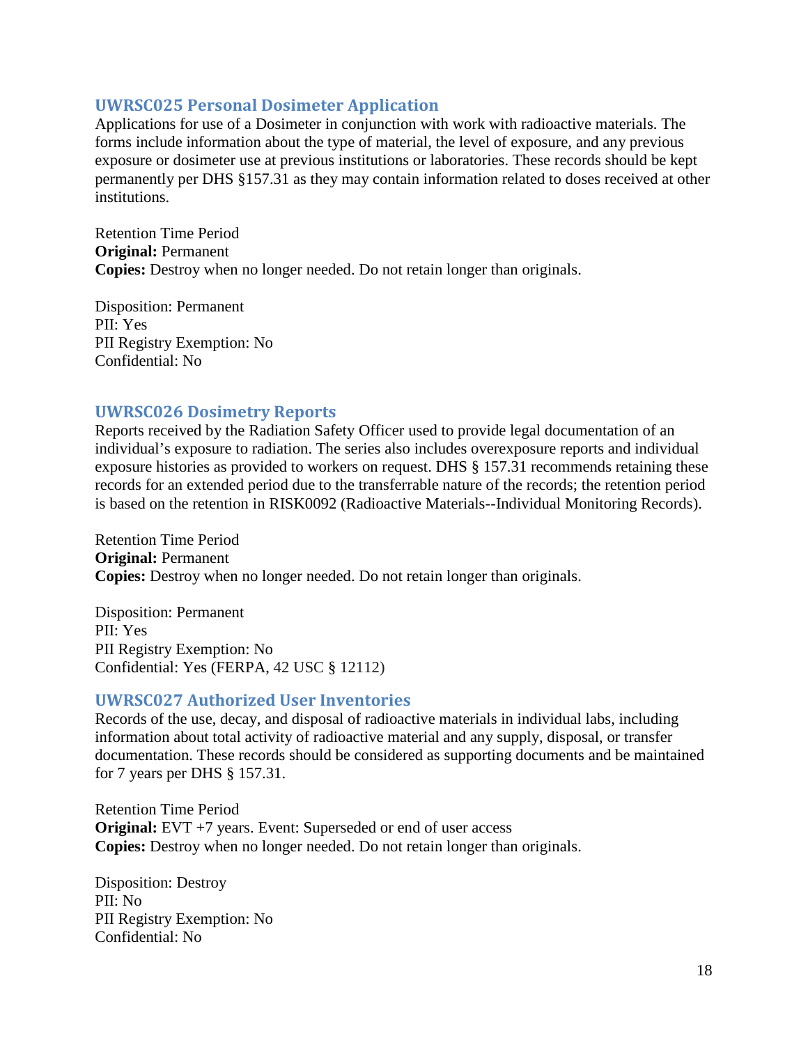### UWRSC025 Personal Dosimeter Application

Applications for use of a Dosimeter in conjunction with work with radioactive materials. The forms include information about the type of material, the level of exposure, and any previous exposure or dosimeter use at previous institutions or laboratories. These records should be kept permanently per DHS §157.31 as they may contain information related to doses received at other institutions.

Retention Time Period
**Original:** Permanent
**Copies:** Destroy when no longer needed. Do not retain longer than originals.

Disposition: Permanent
PII: Yes
PII Registry Exemption: No
Confidential: No

### UWRSC026 Dosimetry Reports

Reports received by the Radiation Safety Officer used to provide legal documentation of an individual's exposure to radiation. The series also includes overexposure reports and individual exposure histories as provided to workers on request. DHS § 157.31 recommends retaining these records for an extended period due to the transferrable nature of the records; the retention period is based on the retention in RISK0092 (Radioactive Materials--Individual Monitoring Records).

Retention Time Period
**Original:** Permanent
**Copies:** Destroy when no longer needed. Do not retain longer than originals.

Disposition: Permanent
PII: Yes
PII Registry Exemption: No
Confidential: Yes (FERPA, 42 USC § 12112)

### UWRSC027 Authorized User Inventories

Records of the use, decay, and disposal of radioactive materials in individual labs, including information about total activity of radioactive material and any supply, disposal, or transfer documentation. These records should be considered as supporting documents and be maintained for 7 years per DHS § 157.31.

Retention Time Period
**Original:** EVT +7 years. Event: Superseded or end of user access
**Copies:** Destroy when no longer needed. Do not retain longer than originals.

Disposition: Destroy
PII: No
PII Registry Exemption: No
Confidential: No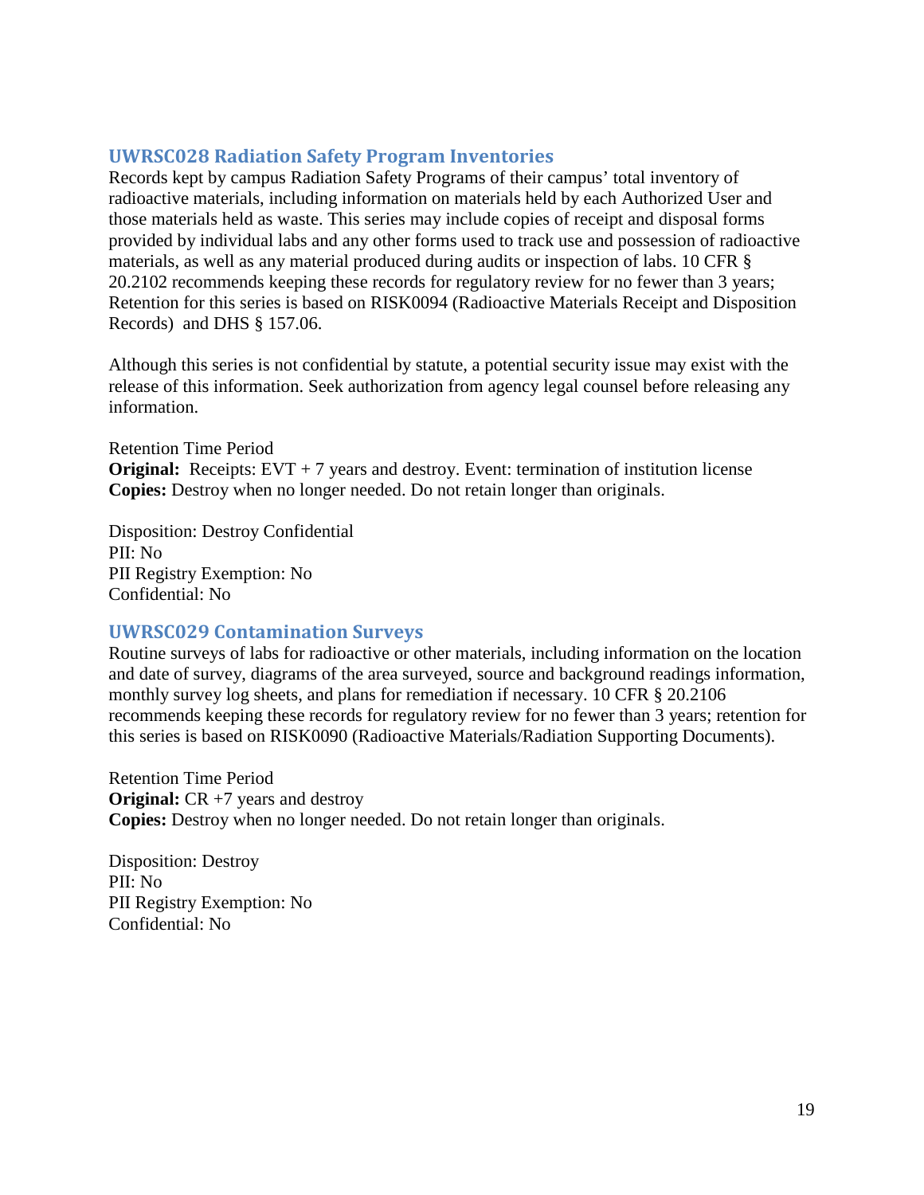## UWRSC028 Radiation Safety Program Inventories

Records kept by campus Radiation Safety Programs of their campus' total inventory of radioactive materials, including information on materials held by each Authorized User and those materials held as waste. This series may include copies of receipt and disposal forms provided by individual labs and any other forms used to track use and possession of radioactive materials, as well as any material produced during audits or inspection of labs. 10 CFR § 20.2102 recommends keeping these records for regulatory review for no fewer than 3 years; Retention for this series is based on RISK0094 (Radioactive Materials Receipt and Disposition Records) and DHS § 157.06.

Although this series is not confidential by statute, a potential security issue may exist with the release of this information. Seek authorization from agency legal counsel before releasing any information.

Retention Time Period
**Original:** Receipts: EVT + 7 years and destroy. Event: termination of institution license
**Copies:** Destroy when no longer needed. Do not retain longer than originals.

Disposition: Destroy Confidential
PII: No
PII Registry Exemption: No
Confidential: No

## UWRSC029 Contamination Surveys

Routine surveys of labs for radioactive or other materials, including information on the location and date of survey, diagrams of the area surveyed, source and background readings information, monthly survey log sheets, and plans for remediation if necessary. 10 CFR § 20.2106 recommends keeping these records for regulatory review for no fewer than 3 years; retention for this series is based on RISK0090 (Radioactive Materials/Radiation Supporting Documents).

Retention Time Period
**Original:** CR +7 years and destroy
**Copies:** Destroy when no longer needed. Do not retain longer than originals.

Disposition: Destroy
PII: No
PII Registry Exemption: No
Confidential: No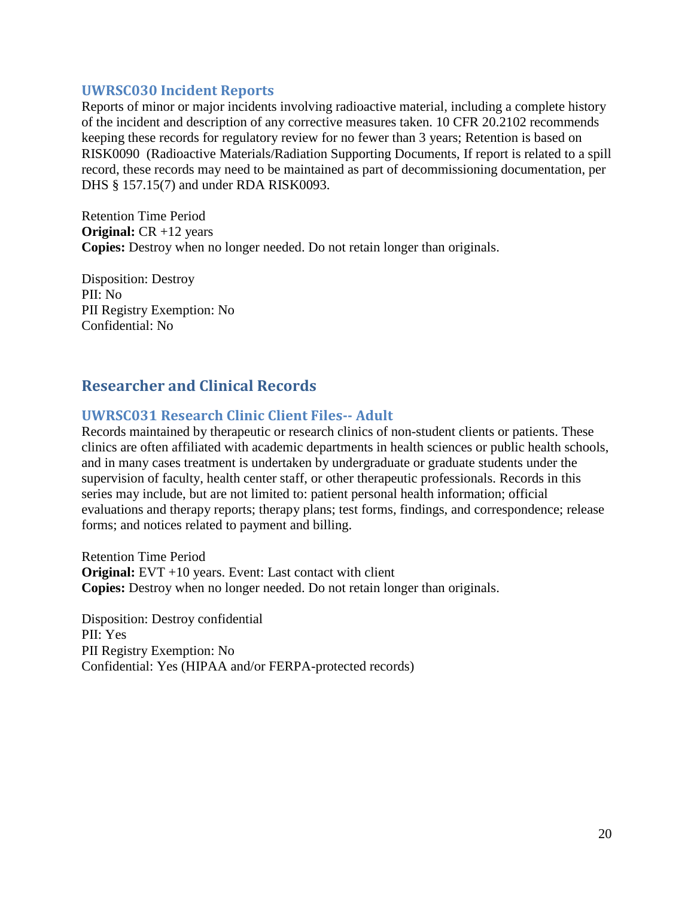### UWRSC030 Incident Reports

Reports of minor or major incidents involving radioactive material, including a complete history of the incident and description of any corrective measures taken. 10 CFR 20.2102 recommends keeping these records for regulatory review for no fewer than 3 years; Retention is based on RISK0090 (Radioactive Materials/Radiation Supporting Documents, If report is related to a spill record, these records may need to be maintained as part of decommissioning documentation, per DHS § 157.15(7) and under RDA RISK0093.

Retention Time Period
**Original:** CR +12 years
**Copies:** Destroy when no longer needed. Do not retain longer than originals.

Disposition: Destroy
PII: No
PII Registry Exemption: No
Confidential: No

## Researcher and Clinical Records

### UWRSC031 Research Clinic Client Files-- Adult

Records maintained by therapeutic or research clinics of non-student clients or patients. These clinics are often affiliated with academic departments in health sciences or public health schools, and in many cases treatment is undertaken by undergraduate or graduate students under the supervision of faculty, health center staff, or other therapeutic professionals. Records in this series may include, but are not limited to: patient personal health information; official evaluations and therapy reports; therapy plans; test forms, findings, and correspondence; release forms; and notices related to payment and billing.

Retention Time Period
**Original:** EVT +10 years. Event: Last contact with client
**Copies:** Destroy when no longer needed. Do not retain longer than originals.

Disposition: Destroy confidential
PII: Yes
PII Registry Exemption: No
Confidential: Yes (HIPAA and/or FERPA-protected records)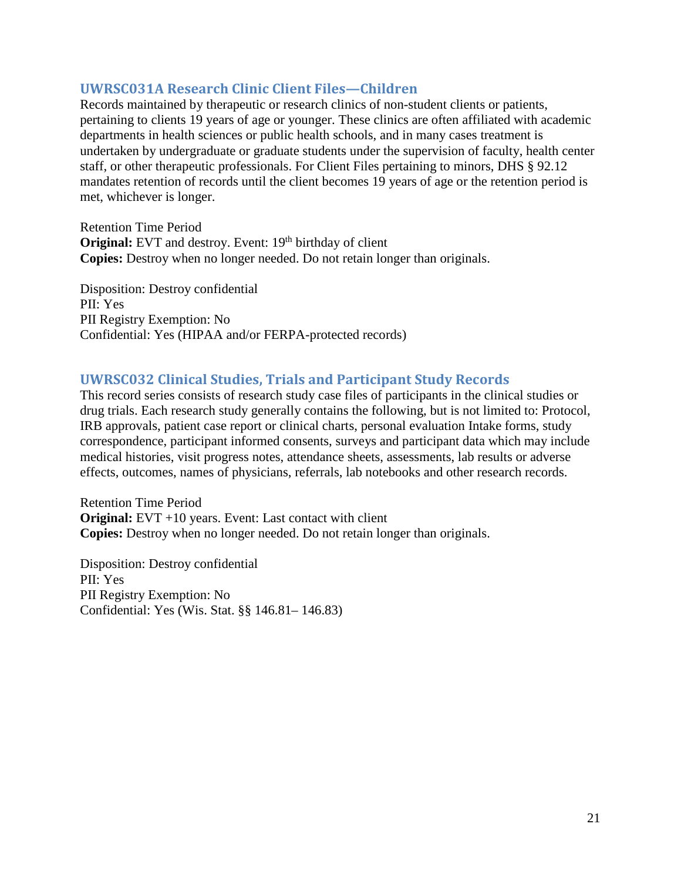### UWRSC031A Research Clinic Client Files—Children

Records maintained by therapeutic or research clinics of non-student clients or patients, pertaining to clients 19 years of age or younger. These clinics are often affiliated with academic departments in health sciences or public health schools, and in many cases treatment is undertaken by undergraduate or graduate students under the supervision of faculty, health center staff, or other therapeutic professionals. For Client Files pertaining to minors, DHS § 92.12 mandates retention of records until the client becomes 19 years of age or the retention period is met, whichever is longer.

Retention Time Period
**Original:** EVT and destroy. Event: 19th birthday of client
**Copies:** Destroy when no longer needed. Do not retain longer than originals.

Disposition: Destroy confidential
PII: Yes
PII Registry Exemption: No
Confidential: Yes (HIPAA and/or FERPA-protected records)

### UWRSC032 Clinical Studies, Trials and Participant Study Records

This record series consists of research study case files of participants in the clinical studies or drug trials. Each research study generally contains the following, but is not limited to: Protocol, IRB approvals, patient case report or clinical charts, personal evaluation Intake forms, study correspondence, participant informed consents, surveys and participant data which may include medical histories, visit progress notes, attendance sheets, assessments, lab results or adverse effects, outcomes, names of physicians, referrals, lab notebooks and other research records.

Retention Time Period
**Original:** EVT +10 years. Event: Last contact with client
**Copies:** Destroy when no longer needed. Do not retain longer than originals.

Disposition: Destroy confidential
PII: Yes
PII Registry Exemption: No
Confidential: Yes (Wis. Stat. §§ 146.81– 146.83)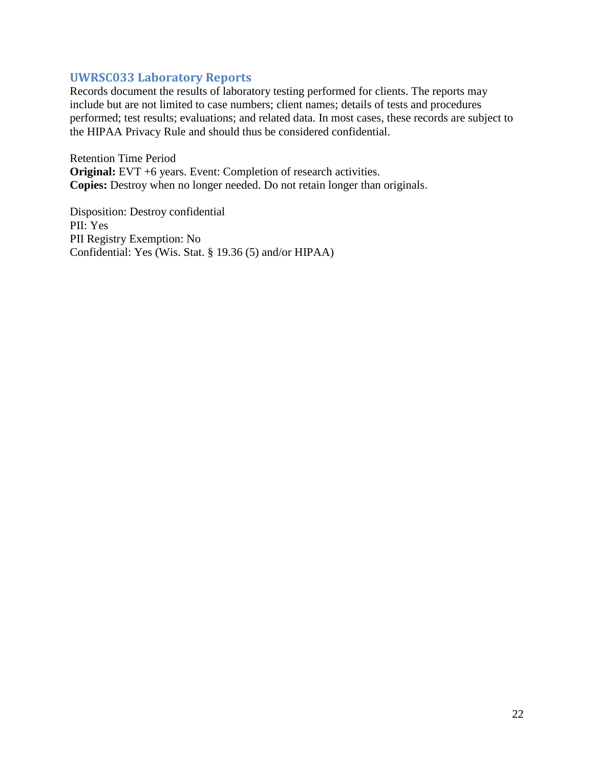### UWRSC033 Laboratory Reports

Records document the results of laboratory testing performed for clients. The reports may include but are not limited to case numbers; client names; details of tests and procedures performed; test results; evaluations; and related data. In most cases, these records are subject to the HIPAA Privacy Rule and should thus be considered confidential.

Retention Time Period
**Original:** EVT +6 years. Event: Completion of research activities.
**Copies:** Destroy when no longer needed. Do not retain longer than originals.

Disposition: Destroy confidential
PII: Yes
PII Registry Exemption: No
Confidential: Yes (Wis. Stat. § 19.36 (5) and/or HIPAA)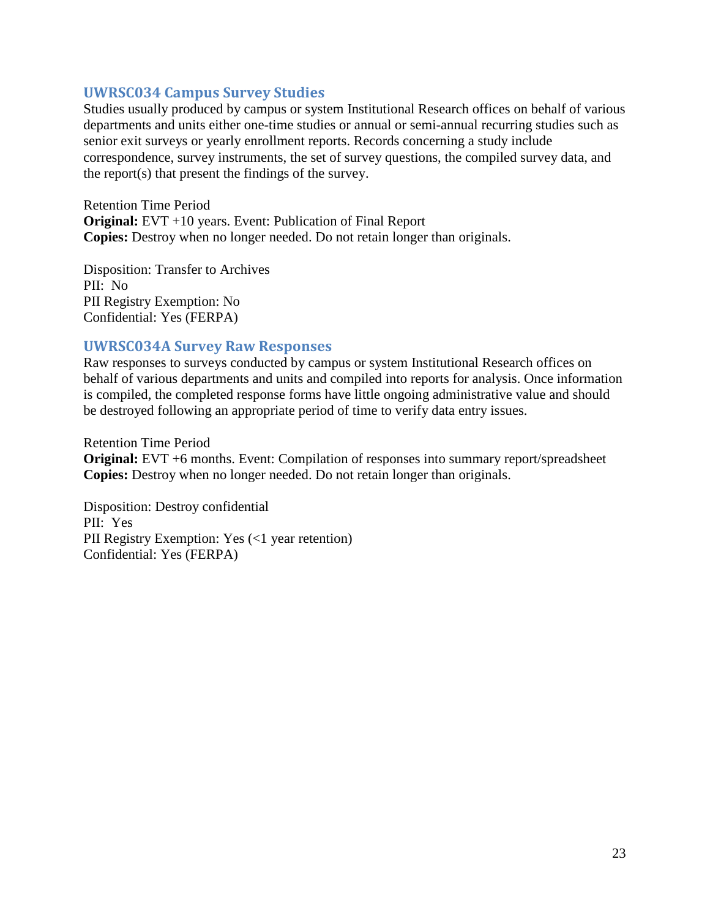### UWRSC034 Campus Survey Studies

Studies usually produced by campus or system Institutional Research offices on behalf of various departments and units either one-time studies or annual or semi-annual recurring studies such as senior exit surveys or yearly enrollment reports. Records concerning a study include correspondence, survey instruments, the set of survey questions, the compiled survey data, and the report(s) that present the findings of the survey.

Retention Time Period
**Original:** EVT +10 years. Event: Publication of Final Report
**Copies:** Destroy when no longer needed. Do not retain longer than originals.

Disposition: Transfer to Archives
PII: No
PII Registry Exemption: No
Confidential: Yes (FERPA)

### UWRSC034A Survey Raw Responses

Raw responses to surveys conducted by campus or system Institutional Research offices on behalf of various departments and units and compiled into reports for analysis. Once information is compiled, the completed response forms have little ongoing administrative value and should be destroyed following an appropriate period of time to verify data entry issues.

Retention Time Period
**Original:** EVT +6 months. Event: Compilation of responses into summary report/spreadsheet
**Copies:** Destroy when no longer needed. Do not retain longer than originals.

Disposition: Destroy confidential
PII: Yes
PII Registry Exemption: Yes (<1 year retention)
Confidential: Yes (FERPA)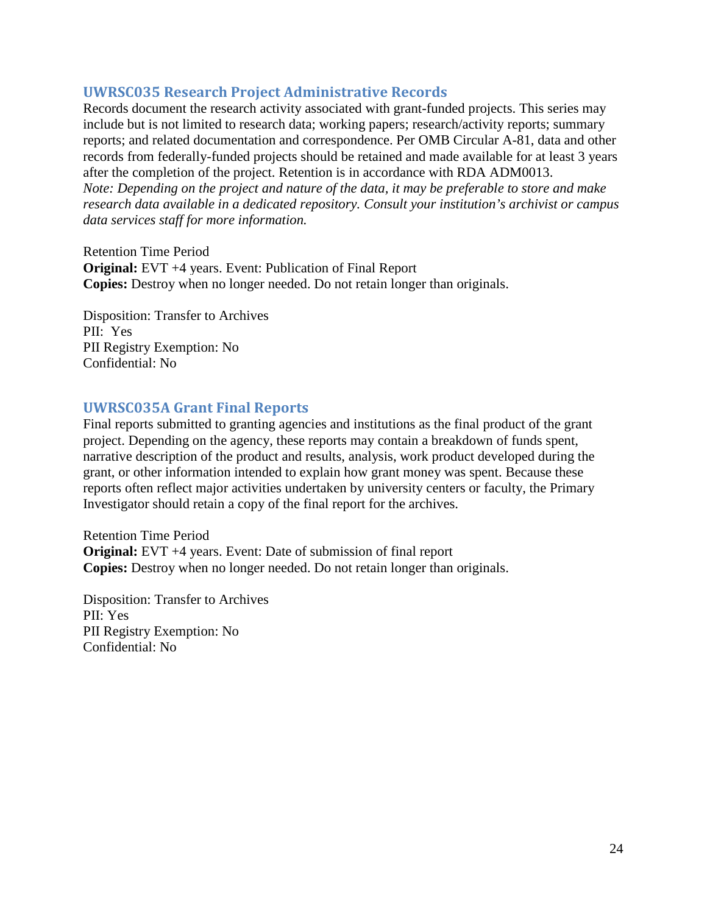## UWRSC035 Research Project Administrative Records

Records document the research activity associated with grant-funded projects. This series may include but is not limited to research data; working papers; research/activity reports; summary reports; and related documentation and correspondence. Per OMB Circular A-81, data and other records from federally-funded projects should be retained and made available for at least 3 years after the completion of the project. Retention is in accordance with RDA ADM0013.
*Note: Depending on the project and nature of the data, it may be preferable to store and make research data available in a dedicated repository. Consult your institution's archivist or campus data services staff for more information.*

Retention Time Period
**Original:** EVT +4 years. Event: Publication of Final Report
**Copies:** Destroy when no longer needed. Do not retain longer than originals.

Disposition: Transfer to Archives
PII: Yes
PII Registry Exemption: No
Confidential: No

## UWRSC035A Grant Final Reports

Final reports submitted to granting agencies and institutions as the final product of the grant project. Depending on the agency, these reports may contain a breakdown of funds spent, narrative description of the product and results, analysis, work product developed during the grant, or other information intended to explain how grant money was spent. Because these reports often reflect major activities undertaken by university centers or faculty, the Primary Investigator should retain a copy of the final report for the archives.

Retention Time Period
**Original:** EVT +4 years. Event: Date of submission of final report
**Copies:** Destroy when no longer needed. Do not retain longer than originals.

Disposition: Transfer to Archives
PII: Yes
PII Registry Exemption: No
Confidential: No